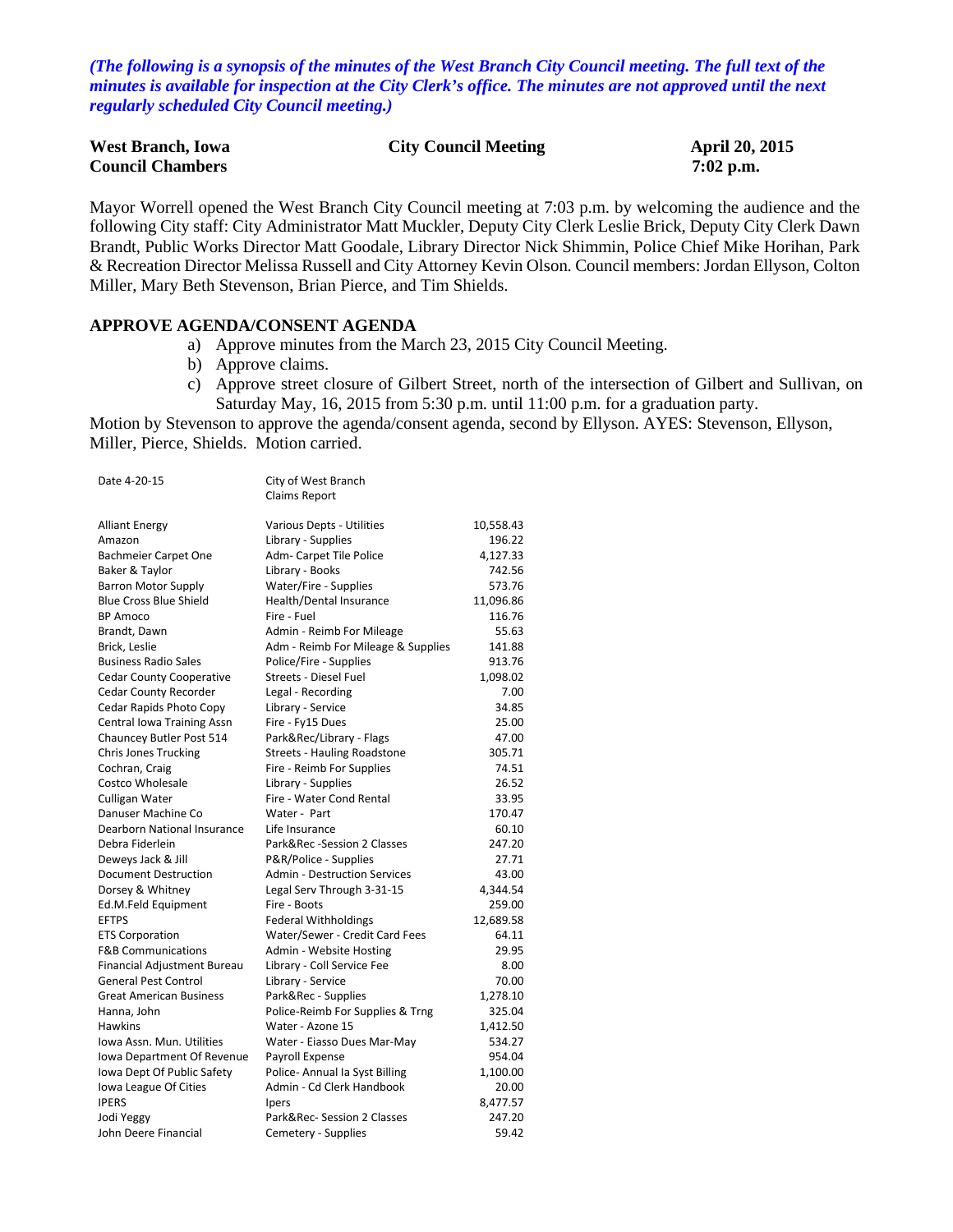*(The following is a synopsis of the minutes of the West Branch City Council meeting. The full text of the minutes is available for inspection at the City Clerk's office. The minutes are not approved until the next regularly scheduled City Council meeting.)*

**West Branch, Iowa** **City Council Meeting** **April 20, 2015**
**Council Chambers** **7:02 p.m.**

Mayor Worrell opened the West Branch City Council meeting at 7:03 p.m. by welcoming the audience and the following City staff: City Administrator Matt Muckler, Deputy City Clerk Leslie Brick, Deputy City Clerk Dawn Brandt, Public Works Director Matt Goodale, Library Director Nick Shimmin, Police Chief Mike Horihan, Park & Recreation Director Melissa Russell and City Attorney Kevin Olson. Council members: Jordan Ellyson, Colton Miller, Mary Beth Stevenson, Brian Pierce, and Tim Shields.

**APPROVE AGENDA/CONSENT AGENDA**

a) Approve minutes from the March 23, 2015 City Council Meeting.
b) Approve claims.
c) Approve street closure of Gilbert Street, north of the intersection of Gilbert and Sullivan, on Saturday May, 16, 2015 from 5:30 p.m. until 11:00 p.m. for a graduation party.

Motion by Stevenson to approve the agenda/consent agenda, second by Ellyson. AYES: Stevenson, Ellyson, Miller, Pierce, Shields. Motion carried.

| Date 4-20-15 | City of West Branch Claims Report | |
|---|---|---|
| Alliant Energy | Various Depts - Utilities | 10,558.43 |
| Amazon | Library - Supplies | 196.22 |
| Bachmeier Carpet One | Adm- Carpet Tile Police | 4,127.33 |
| Baker & Taylor | Library - Books | 742.56 |
| Barron Motor Supply | Water/Fire - Supplies | 573.76 |
| Blue Cross Blue Shield | Health/Dental Insurance | 11,096.86 |
| BP Amoco | Fire - Fuel | 116.76 |
| Brandt, Dawn | Admin - Reimb For Mileage | 55.63 |
| Brick, Leslie | Adm - Reimb For Mileage & Supplies | 141.88 |
| Business Radio Sales | Police/Fire - Supplies | 913.76 |
| Cedar County Cooperative | Streets - Diesel Fuel | 1,098.02 |
| Cedar County Recorder | Legal - Recording | 7.00 |
| Cedar Rapids Photo Copy | Library - Service | 34.85 |
| Central Iowa Training Assn | Fire - Fy15 Dues | 25.00 |
| Chauncey Butler Post 514 | Park&Rec/Library - Flags | 47.00 |
| Chris Jones Trucking | Streets - Hauling Roadstone | 305.71 |
| Cochran, Craig | Fire - Reimb For Supplies | 74.51 |
| Costco Wholesale | Library - Supplies | 26.52 |
| Culligan Water | Fire - Water Cond Rental | 33.95 |
| Danuser Machine Co | Water - Part | 170.47 |
| Dearborn National Insurance | Life Insurance | 60.10 |
| Debra Fiderlein | Park&Rec -Session 2 Classes | 247.20 |
| Deweys Jack & Jill | P&R/Police - Supplies | 27.71 |
| Document Destruction | Admin - Destruction Services | 43.00 |
| Dorsey & Whitney | Legal Serv Through 3-31-15 | 4,344.54 |
| Ed.M.Feld Equipment | Fire - Boots | 259.00 |
| EFTPS | Federal Withholdings | 12,689.58 |
| ETS Corporation | Water/Sewer - Credit Card Fees | 64.11 |
| F&B Communications | Admin - Website Hosting | 29.95 |
| Financial Adjustment Bureau | Library - Coll Service Fee | 8.00 |
| General Pest Control | Library - Service | 70.00 |
| Great American Business | Park&Rec - Supplies | 1,278.10 |
| Hanna, John | Police-Reimb For Supplies & Trng | 325.04 |
| Hawkins | Water - Azone 15 | 1,412.50 |
| Iowa Assn. Mun. Utilities | Water - Eiasso Dues Mar-May | 534.27 |
| Iowa Department Of Revenue | Payroll Expense | 954.04 |
| Iowa Dept Of Public Safety | Police- Annual Ia Syst Billing | 1,100.00 |
| Iowa League Of Cities | Admin - Cd Clerk Handbook | 20.00 |
| IPERS | Ipers | 8,477.57 |
| Jodi Yeggy | Park&Rec- Session 2 Classes | 247.20 |
| John Deere Financial | Cemetery - Supplies | 59.42 |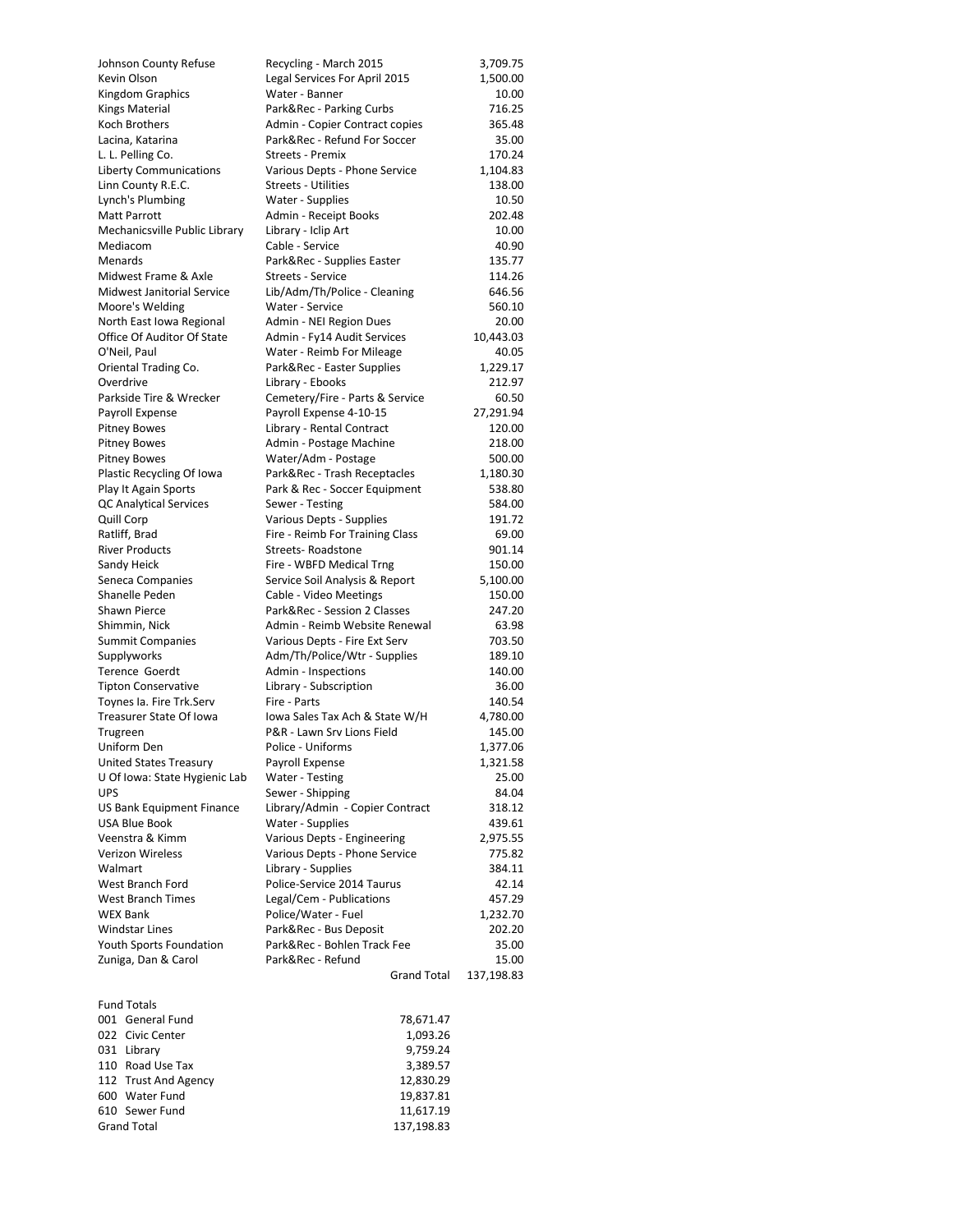| Vendor | Description | Amount |
|---|---|---|
| Johnson County Refuse | Recycling - March 2015 | 3,709.75 |
| Kevin Olson | Legal Services For April 2015 | 1,500.00 |
| Kingdom Graphics | Water - Banner | 10.00 |
| Kings Material | Park&Rec - Parking Curbs | 716.25 |
| Koch Brothers | Admin - Copier Contract copies | 365.48 |
| Lacina, Katarina | Park&Rec - Refund For Soccer | 35.00 |
| L. L. Pelling Co. | Streets - Premix | 170.24 |
| Liberty Communications | Various Depts - Phone Service | 1,104.83 |
| Linn County R.E.C. | Streets - Utilities | 138.00 |
| Lynch's Plumbing | Water - Supplies | 10.50 |
| Matt Parrott | Admin - Receipt Books | 202.48 |
| Mechanicsville Public Library | Library - Iclip Art | 10.00 |
| Mediacom | Cable - Service | 40.90 |
| Menards | Park&Rec - Supplies Easter | 135.77 |
| Midwest Frame & Axle | Streets - Service | 114.26 |
| Midwest Janitorial Service | Lib/Adm/Th/Police - Cleaning | 646.56 |
| Moore's Welding | Water - Service | 560.10 |
| North East Iowa Regional | Admin - NEI Region Dues | 20.00 |
| Office Of Auditor Of State | Admin - Fy14 Audit Services | 10,443.03 |
| O'Neil, Paul | Water - Reimb For Mileage | 40.05 |
| Oriental Trading Co. | Park&Rec - Easter Supplies | 1,229.17 |
| Overdrive | Library - Ebooks | 212.97 |
| Parkside Tire & Wrecker | Cemetery/Fire - Parts & Service | 60.50 |
| Payroll Expense | Payroll Expense 4-10-15 | 27,291.94 |
| Pitney Bowes | Library - Rental Contract | 120.00 |
| Pitney Bowes | Admin - Postage Machine | 218.00 |
| Pitney Bowes | Water/Adm - Postage | 500.00 |
| Plastic Recycling Of Iowa | Park&Rec - Trash Receptacles | 1,180.30 |
| Play It Again Sports | Park & Rec - Soccer Equipment | 538.80 |
| QC Analytical Services | Sewer - Testing | 584.00 |
| Quill Corp | Various Depts - Supplies | 191.72 |
| Ratliff, Brad | Fire - Reimb For Training Class | 69.00 |
| River Products | Streets- Roadstone | 901.14 |
| Sandy Heick | Fire - WBFD Medical Trng | 150.00 |
| Seneca Companies | Service Soil Analysis & Report | 5,100.00 |
| Shanelle Peden | Cable - Video Meetings | 150.00 |
| Shawn Pierce | Park&Rec - Session 2 Classes | 247.20 |
| Shimmin, Nick | Admin - Reimb Website Renewal | 63.98 |
| Summit Companies | Various Depts - Fire Ext Serv | 703.50 |
| Supplyworks | Adm/Th/Police/Wtr - Supplies | 189.10 |
| Terence Goerdt | Admin - Inspections | 140.00 |
| Tipton Conservative | Library - Subscription | 36.00 |
| Toynes Ia. Fire Trk.Serv | Fire - Parts | 140.54 |
| Treasurer State Of Iowa | Iowa Sales Tax Ach & State W/H | 4,780.00 |
| Trugreen | P&R - Lawn Srv Lions Field | 145.00 |
| Uniform Den | Police - Uniforms | 1,377.06 |
| United States Treasury | Payroll Expense | 1,321.58 |
| U Of Iowa: State Hygienic Lab | Water - Testing | 25.00 |
| UPS | Sewer - Shipping | 84.04 |
| US Bank Equipment Finance | Library/Admin - Copier Contract | 318.12 |
| USA Blue Book | Water - Supplies | 439.61 |
| Veenstra & Kimm | Various Depts - Engineering | 2,975.55 |
| Verizon Wireless | Various Depts - Phone Service | 775.82 |
| Walmart | Library - Supplies | 384.11 |
| West Branch Ford | Police-Service 2014 Taurus | 42.14 |
| West Branch Times | Legal/Cem - Publications | 457.29 |
| WEX Bank | Police/Water - Fuel | 1,232.70 |
| Windstar Lines | Park&Rec - Bus Deposit | 202.20 |
| Youth Sports Foundation | Park&Rec - Bohlen Track Fee | 35.00 |
| Zuniga, Dan & Carol | Park&Rec - Refund | 15.00 |
| | Grand Total | 137,198.83 |

| Fund Totals | |
|---|---|
| 001 General Fund | 78,671.47 |
| 022 Civic Center | 1,093.26 |
| 031 Library | 9,759.24 |
| 110 Road Use Tax | 3,389.57 |
| 112 Trust And Agency | 12,830.29 |
| 600 Water Fund | 19,837.81 |
| 610 Sewer Fund | 11,617.19 |
| Grand Total | 137,198.83 |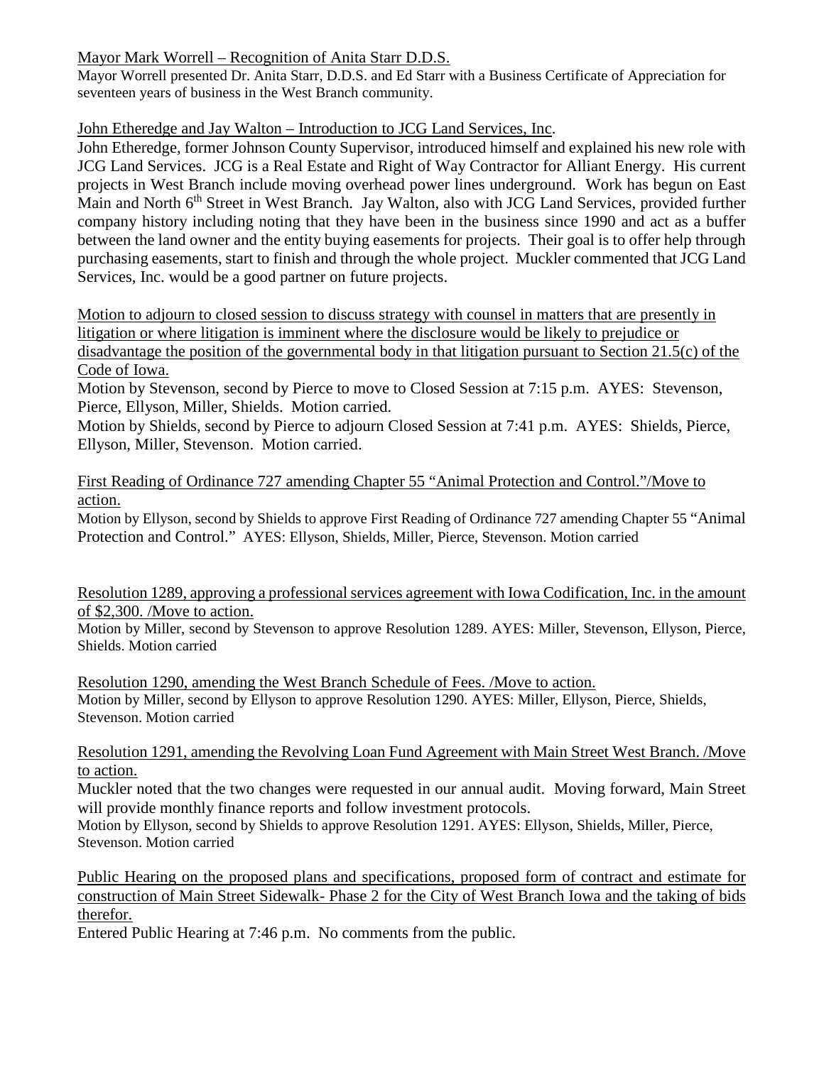Mayor Mark Worrell – Recognition of Anita Starr D.D.S.

Mayor Worrell presented Dr. Anita Starr, D.D.S. and Ed Starr with a Business Certificate of Appreciation for seventeen years of business in the West Branch community.

John Etheredge and Jay Walton – Introduction to JCG Land Services, Inc.

John Etheredge, former Johnson County Supervisor, introduced himself and explained his new role with JCG Land Services. JCG is a Real Estate and Right of Way Contractor for Alliant Energy. His current projects in West Branch include moving overhead power lines underground. Work has begun on East Main and North 6th Street in West Branch. Jay Walton, also with JCG Land Services, provided further company history including noting that they have been in the business since 1990 and act as a buffer between the land owner and the entity buying easements for projects. Their goal is to offer help through purchasing easements, start to finish and through the whole project. Muckler commented that JCG Land Services, Inc. would be a good partner on future projects.

Motion to adjourn to closed session to discuss strategy with counsel in matters that are presently in litigation or where litigation is imminent where the disclosure would be likely to prejudice or disadvantage the position of the governmental body in that litigation pursuant to Section 21.5(c) of the Code of Iowa.

Motion by Stevenson, second by Pierce to move to Closed Session at 7:15 p.m. AYES: Stevenson, Pierce, Ellyson, Miller, Shields. Motion carried.

Motion by Shields, second by Pierce to adjourn Closed Session at 7:41 p.m. AYES: Shields, Pierce, Ellyson, Miller, Stevenson. Motion carried.

First Reading of Ordinance 727 amending Chapter 55 "Animal Protection and Control."/Move to action.

Motion by Ellyson, second by Shields to approve First Reading of Ordinance 727 amending Chapter 55 "Animal Protection and Control." AYES: Ellyson, Shields, Miller, Pierce, Stevenson. Motion carried

Resolution 1289, approving a professional services agreement with Iowa Codification, Inc. in the amount of $2,300. /Move to action.

Motion by Miller, second by Stevenson to approve Resolution 1289. AYES: Miller, Stevenson, Ellyson, Pierce, Shields. Motion carried

Resolution 1290, amending the West Branch Schedule of Fees. /Move to action.

Motion by Miller, second by Ellyson to approve Resolution 1290. AYES: Miller, Ellyson, Pierce, Shields, Stevenson. Motion carried

Resolution 1291, amending the Revolving Loan Fund Agreement with Main Street West Branch. /Move to action.

Muckler noted that the two changes were requested in our annual audit. Moving forward, Main Street will provide monthly finance reports and follow investment protocols.

Motion by Ellyson, second by Shields to approve Resolution 1291. AYES: Ellyson, Shields, Miller, Pierce, Stevenson. Motion carried

Public Hearing on the proposed plans and specifications, proposed form of contract and estimate for construction of Main Street Sidewalk- Phase 2 for the City of West Branch Iowa and the taking of bids therefor.

Entered Public Hearing at 7:46 p.m. No comments from the public.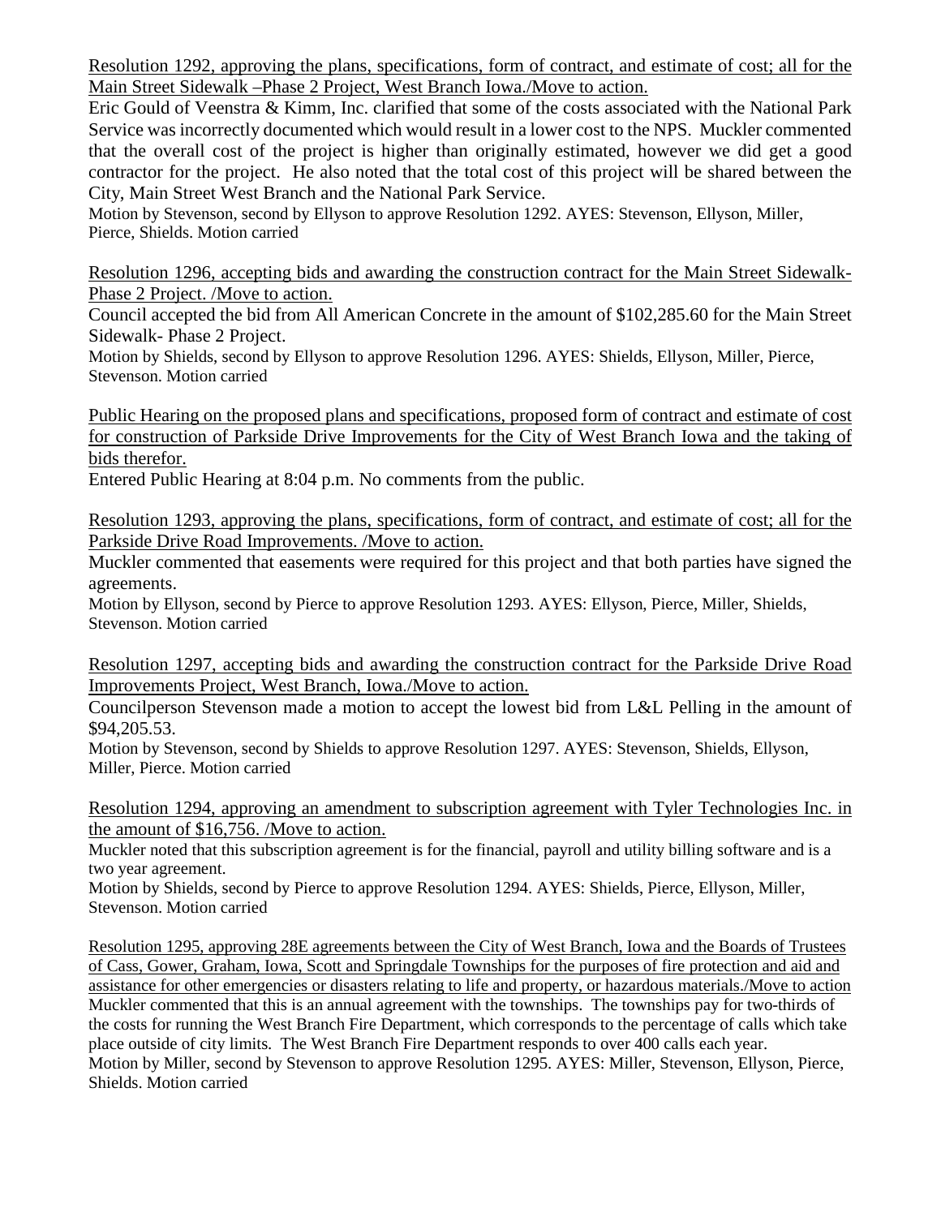Resolution 1292, approving the plans, specifications, form of contract, and estimate of cost; all for the Main Street Sidewalk –Phase 2 Project, West Branch Iowa./Move to action.

Eric Gould of Veenstra & Kimm, Inc. clarified that some of the costs associated with the National Park Service was incorrectly documented which would result in a lower cost to the NPS. Muckler commented that the overall cost of the project is higher than originally estimated, however we did get a good contractor for the project. He also noted that the total cost of this project will be shared between the City, Main Street West Branch and the National Park Service.

Motion by Stevenson, second by Ellyson to approve Resolution 1292. AYES: Stevenson, Ellyson, Miller, Pierce, Shields. Motion carried

Resolution 1296, accepting bids and awarding the construction contract for the Main Street Sidewalk-Phase 2 Project. /Move to action.

Council accepted the bid from All American Concrete in the amount of $102,285.60 for the Main Street Sidewalk- Phase 2 Project.

Motion by Shields, second by Ellyson to approve Resolution 1296. AYES: Shields, Ellyson, Miller, Pierce, Stevenson. Motion carried

Public Hearing on the proposed plans and specifications, proposed form of contract and estimate of cost for construction of Parkside Drive Improvements for the City of West Branch Iowa and the taking of bids therefor.

Entered Public Hearing at 8:04 p.m. No comments from the public.

Resolution 1293, approving the plans, specifications, form of contract, and estimate of cost; all for the Parkside Drive Road Improvements. /Move to action.

Muckler commented that easements were required for this project and that both parties have signed the agreements.

Motion by Ellyson, second by Pierce to approve Resolution 1293. AYES: Ellyson, Pierce, Miller, Shields, Stevenson. Motion carried

Resolution 1297, accepting bids and awarding the construction contract for the Parkside Drive Road Improvements Project, West Branch, Iowa./Move to action.

Councilperson Stevenson made a motion to accept the lowest bid from L&L Pelling in the amount of $94,205.53.

Motion by Stevenson, second by Shields to approve Resolution 1297. AYES: Stevenson, Shields, Ellyson, Miller, Pierce. Motion carried

Resolution 1294, approving an amendment to subscription agreement with Tyler Technologies Inc. in the amount of $16,756. /Move to action.

Muckler noted that this subscription agreement is for the financial, payroll and utility billing software and is a two year agreement.

Motion by Shields, second by Pierce to approve Resolution 1294. AYES: Shields, Pierce, Ellyson, Miller, Stevenson. Motion carried

Resolution 1295, approving 28E agreements between the City of West Branch, Iowa and the Boards of Trustees of Cass, Gower, Graham, Iowa, Scott and Springdale Townships for the purposes of fire protection and aid and assistance for other emergencies or disasters relating to life and property, or hazardous materials./Move to action

Muckler commented that this is an annual agreement with the townships. The townships pay for two-thirds of the costs for running the West Branch Fire Department, which corresponds to the percentage of calls which take place outside of city limits. The West Branch Fire Department responds to over 400 calls each year.

Motion by Miller, second by Stevenson to approve Resolution 1295. AYES: Miller, Stevenson, Ellyson, Pierce, Shields. Motion carried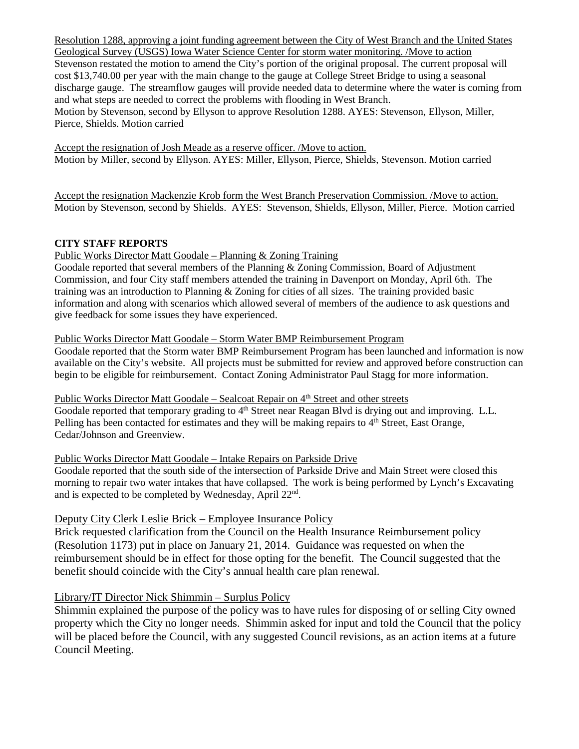Resolution 1288, approving a joint funding agreement between the City of West Branch and the United States Geological Survey (USGS) Iowa Water Science Center for storm water monitoring. /Move to action

Stevenson restated the motion to amend the City's portion of the original proposal. The current proposal will cost $13,740.00 per year with the main change to the gauge at College Street Bridge to using a seasonal discharge gauge. The streamflow gauges will provide needed data to determine where the water is coming from and what steps are needed to correct the problems with flooding in West Branch.

Motion by Stevenson, second by Ellyson to approve Resolution 1288. AYES: Stevenson, Ellyson, Miller, Pierce, Shields. Motion carried

Accept the resignation of Josh Meade as a reserve officer. /Move to action.

Motion by Miller, second by Ellyson. AYES: Miller, Ellyson, Pierce, Shields, Stevenson. Motion carried

Accept the resignation Mackenzie Krob form the West Branch Preservation Commission. /Move to action.

Motion by Stevenson, second by Shields. AYES: Stevenson, Shields, Ellyson, Miller, Pierce. Motion carried

**CITY STAFF REPORTS**

Public Works Director Matt Goodale – Planning & Zoning Training

Goodale reported that several members of the Planning & Zoning Commission, Board of Adjustment Commission, and four City staff members attended the training in Davenport on Monday, April 6th. The training was an introduction to Planning & Zoning for cities of all sizes. The training provided basic information and along with scenarios which allowed several of members of the audience to ask questions and give feedback for some issues they have experienced.

Public Works Director Matt Goodale – Storm Water BMP Reimbursement Program

Goodale reported that the Storm water BMP Reimbursement Program has been launched and information is now available on the City's website. All projects must be submitted for review and approved before construction can begin to be eligible for reimbursement. Contact Zoning Administrator Paul Stagg for more information.

Public Works Director Matt Goodale – Sealcoat Repair on 4th Street and other streets

Goodale reported that temporary grading to 4th Street near Reagan Blvd is drying out and improving. L.L. Pelling has been contacted for estimates and they will be making repairs to 4th Street, East Orange, Cedar/Johnson and Greenview.

Public Works Director Matt Goodale – Intake Repairs on Parkside Drive

Goodale reported that the south side of the intersection of Parkside Drive and Main Street were closed this morning to repair two water intakes that have collapsed. The work is being performed by Lynch's Excavating and is expected to be completed by Wednesday, April 22nd.

Deputy City Clerk Leslie Brick – Employee Insurance Policy

Brick requested clarification from the Council on the Health Insurance Reimbursement policy (Resolution 1173) put in place on January 21, 2014. Guidance was requested on when the reimbursement should be in effect for those opting for the benefit. The Council suggested that the benefit should coincide with the City's annual health care plan renewal.

Library/IT Director Nick Shimmin – Surplus Policy

Shimmin explained the purpose of the policy was to have rules for disposing of or selling City owned property which the City no longer needs. Shimmin asked for input and told the Council that the policy will be placed before the Council, with any suggested Council revisions, as an action items at a future Council Meeting.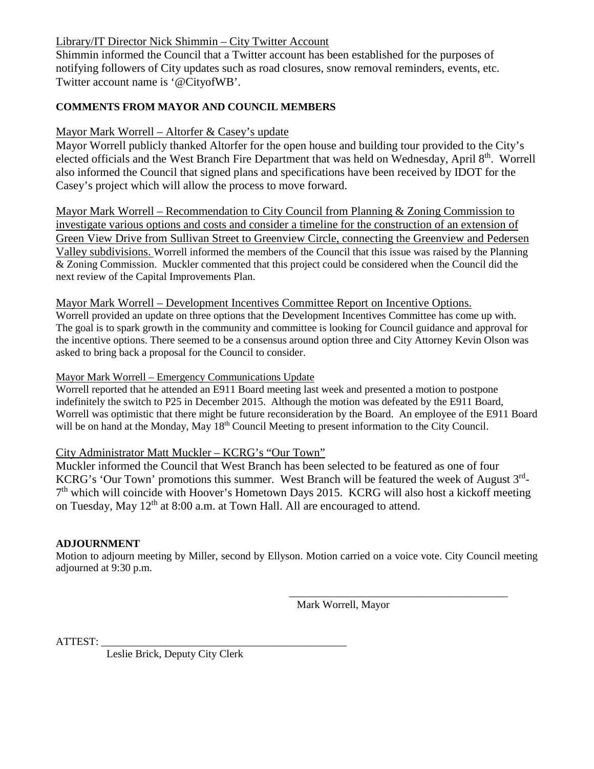Library/IT Director Nick Shimmin – City Twitter Account

Shimmin informed the Council that a Twitter account has been established for the purposes of notifying followers of City updates such as road closures, snow removal reminders, events, etc. Twitter account name is '@CityofWB'.

**COMMENTS FROM MAYOR AND COUNCIL MEMBERS**

Mayor Mark Worrell – Altorfer & Casey's update

Mayor Worrell publicly thanked Altorfer for the open house and building tour provided to the City's elected officials and the West Branch Fire Department that was held on Wednesday, April 8th. Worrell also informed the Council that signed plans and specifications have been received by IDOT for the Casey's project which will allow the process to move forward.

Mayor Mark Worrell – Recommendation to City Council from Planning & Zoning Commission to investigate various options and costs and consider a timeline for the construction of an extension of Green View Drive from Sullivan Street to Greenview Circle, connecting the Greenview and Pedersen Valley subdivisions. Worrell informed the members of the Council that this issue was raised by the Planning & Zoning Commission. Muckler commented that this project could be considered when the Council did the next review of the Capital Improvements Plan.

Mayor Mark Worrell – Development Incentives Committee Report on Incentive Options.

Worrell provided an update on three options that the Development Incentives Committee has come up with. The goal is to spark growth in the community and committee is looking for Council guidance and approval for the incentive options. There seemed to be a consensus around option three and City Attorney Kevin Olson was asked to bring back a proposal for the Council to consider.

Mayor Mark Worrell – Emergency Communications Update

Worrell reported that he attended an E911 Board meeting last week and presented a motion to postpone indefinitely the switch to P25 in December 2015. Although the motion was defeated by the E911 Board, Worrell was optimistic that there might be future reconsideration by the Board. An employee of the E911 Board will be on hand at the Monday, May 18th Council Meeting to present information to the City Council.

City Administrator Matt Muckler – KCRG's "Our Town"

Muckler informed the Council that West Branch has been selected to be featured as one of four KCRG's 'Our Town' promotions this summer. West Branch will be featured the week of August 3rd-7th which will coincide with Hoover's Hometown Days 2015. KCRG will also host a kickoff meeting on Tuesday, May 12th at 8:00 a.m. at Town Hall. All are encouraged to attend.

**ADJOURNMENT**

Motion to adjourn meeting by Miller, second by Ellyson. Motion carried on a voice vote. City Council meeting adjourned at 9:30 p.m.

\_\_\_\_\_\_\_\_\_\_\_\_\_\_\_\_\_\_\_\_\_\_\_\_\_\_\_\_\_\_\_\_\_\_\_\_\_\_\_\_\_\_

Mark Worrell, Mayor

ATTEST: \_\_\_\_\_\_\_\_\_\_\_\_\_\_\_\_\_\_\_\_\_\_\_\_\_\_\_\_\_\_\_\_\_\_\_\_\_\_\_\_\_\_\_\_\_\_

Leslie Brick, Deputy City Clerk